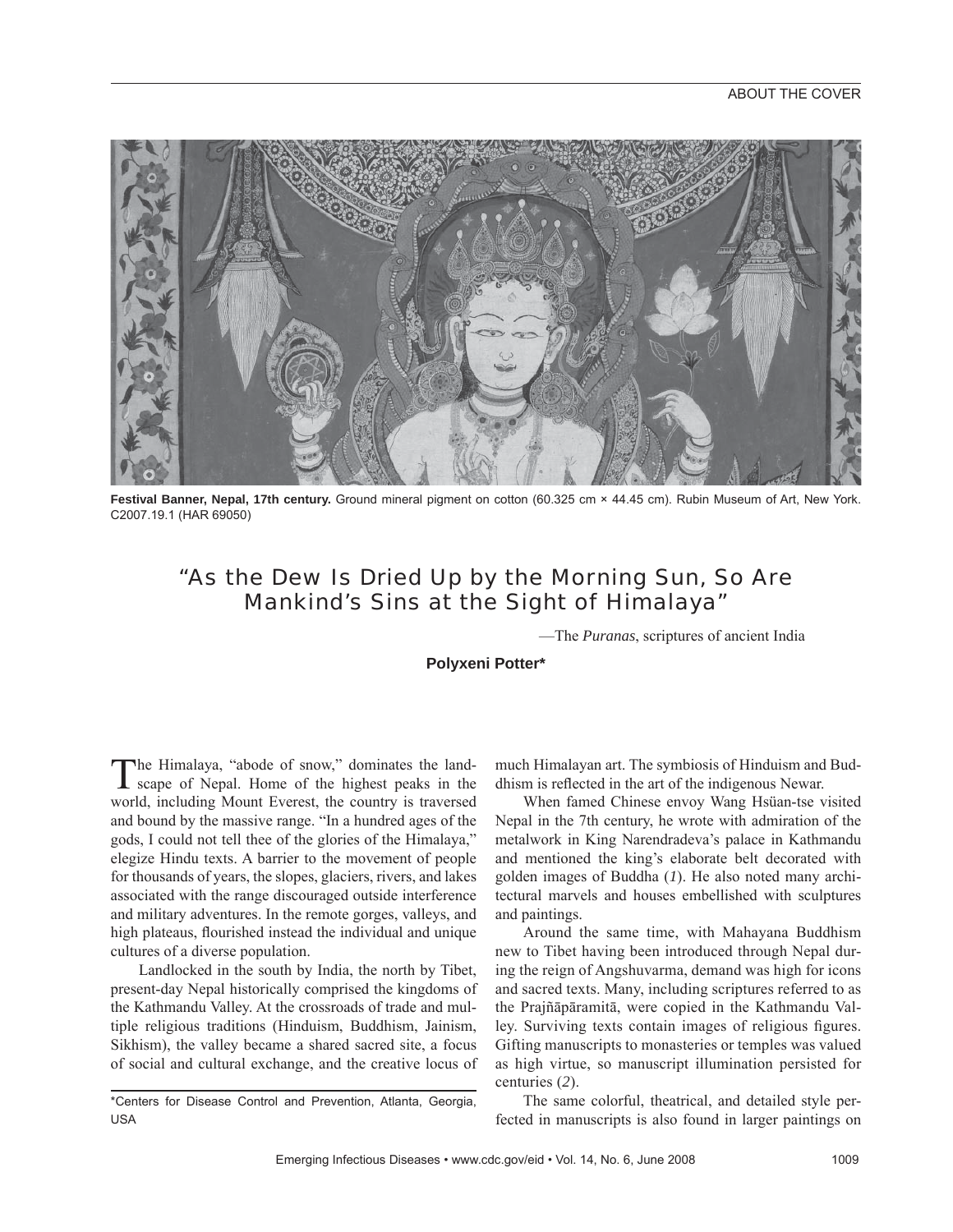ABOUT THE COVER

**Festival Banner, Nepal, 17th century.** Ground mineral pigment on cotton (60.325 cm × 44.45 cm). Rubin Museum of Art, New York. C2007.19.1 (HAR 69050)

# "As the Dew Is Dried Up by the Morning Sun, So Are Mankind's Sins at the Sight of Himalaya"

—The *Puranas*, scriptures of ancient India

**Polyxeni Potter***

The Himalaya, "abode of snow," dominates the landscape of Nepal. Home of the highest peaks in the world, including Mount Everest, the country is traversed and bound by the massive range. "In a hundred ages of the gods, I could not tell thee of the glories of the Himalaya," elegize Hindu texts. A barrier to the movement of people for thousands of years, the slopes, glaciers, rivers, and lakes associated with the range discouraged outside interference and military adventures. In the remote gorges, valleys, and high plateaus, flourished instead the individual and unique cultures of a diverse population.

Landlocked in the south by India, the north by Tibet, present-day Nepal historically comprised the kingdoms of the Kathmandu Valley. At the crossroads of trade and multiple religious traditions (Hinduism, Buddhism, Jainism, Sikhism), the valley became a shared sacred site, a focus of social and cultural exchange, and the creative locus of much Himalayan art. The symbiosis of Hinduism and Buddhism is reflected in the art of the indigenous Newar.

When famed Chinese envoy Wang Hsüan-tse visited Nepal in the 7th century, he wrote with admiration of the metalwork in King Narendradeva's palace in Kathmandu and mentioned the king's elaborate belt decorated with golden images of Buddha (*1*). He also noted many architectural marvels and houses embellished with sculptures and paintings.

Around the same time, with Mahayana Buddhism new to Tibet having been introduced through Nepal during the reign of Angshuvarma, demand was high for icons and sacred texts. Many, including scriptures referred to as the Prajñāpāramitā, were copied in the Kathmandu Valley. Surviving texts contain images of religious figures. Gifting manuscripts to monasteries or temples was valued as high virtue, so manuscript illumination persisted for centuries (*2*).

The same colorful, theatrical, and detailed style perfected in manuscripts is also found in larger paintings on

\*Centers for Disease Control and Prevention, Atlanta, Georgia, USA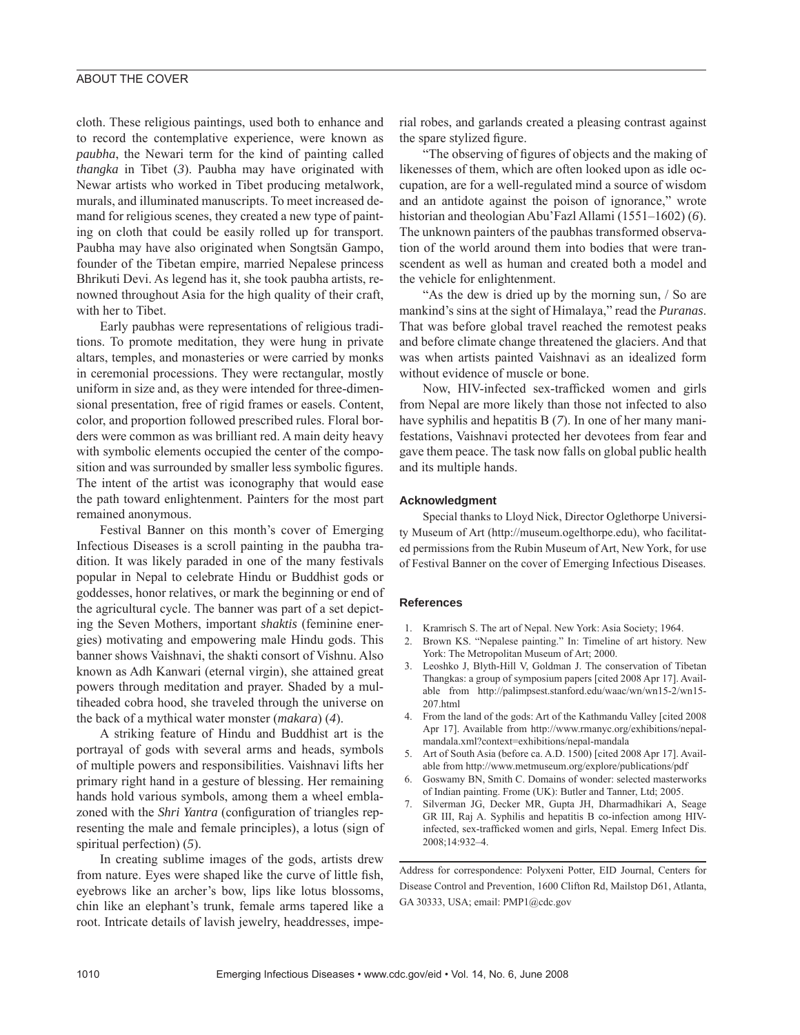cloth. These religious paintings, used both to enhance and to record the contemplative experience, were known as *paubha*, the Newari term for the kind of painting called *thangka* in Tibet (*3*). Paubha may have originated with Newar artists who worked in Tibet producing metalwork, murals, and illuminated manuscripts. To meet increased demand for religious scenes, they created a new type of painting on cloth that could be easily rolled up for transport. Paubha may have also originated when Songtsän Gampo, founder of the Tibetan empire, married Nepalese princess Bhrikuti Devi. As legend has it, she took paubha artists, renowned throughout Asia for the high quality of their craft, with her to Tibet.

Early paubhas were representations of religious traditions. To promote meditation, they were hung in private altars, temples, and monasteries or were carried by monks in ceremonial processions. They were rectangular, mostly uniform in size and, as they were intended for three-dimensional presentation, free of rigid frames or easels. Content, color, and proportion followed prescribed rules. Floral borders were common as was brilliant red. A main deity heavy with symbolic elements occupied the center of the composition and was surrounded by smaller less symbolic figures. The intent of the artist was iconography that would ease the path toward enlightenment. Painters for the most part remained anonymous.

Festival Banner on this month's cover of Emerging Infectious Diseases is a scroll painting in the paubha tradition. It was likely paraded in one of the many festivals popular in Nepal to celebrate Hindu or Buddhist gods or goddesses, honor relatives, or mark the beginning or end of the agricultural cycle. The banner was part of a set depicting the Seven Mothers, important *shaktis* (feminine energies) motivating and empowering male Hindu gods. This banner shows Vaishnavi, the shakti consort of Vishnu. Also known as Adh Kanwari (eternal virgin), she attained great powers through meditation and prayer. Shaded by a multiheaded cobra hood, she traveled through the universe on the back of a mythical water monster (*makara*) (*4*).

A striking feature of Hindu and Buddhist art is the portrayal of gods with several arms and heads, symbols of multiple powers and responsibilities. Vaishnavi lifts her primary right hand in a gesture of blessing. Her remaining hands hold various symbols, among them a wheel emblazoned with the *Shri Yantra* (configuration of triangles representing the male and female principles), a lotus (sign of spiritual perfection) (*5*).

In creating sublime images of the gods, artists drew from nature. Eyes were shaped like the curve of little fish, eyebrows like an archer's bow, lips like lotus blossoms, chin like an elephant's trunk, female arms tapered like a root. Intricate details of lavish jewelry, headdresses, imperial robes, and garlands created a pleasing contrast against the spare stylized figure.

"The observing of figures of objects and the making of likenesses of them, which are often looked upon as idle occupation, are for a well-regulated mind a source of wisdom and an antidote against the poison of ignorance," wrote historian and theologian Abu'Fazl Allami (1551–1602) (*6*). The unknown painters of the paubhas transformed observation of the world around them into bodies that were transcendent as well as human and created both a model and the vehicle for enlightenment.

"As the dew is dried up by the morning sun, / So are mankind's sins at the sight of Himalaya," read the *Puranas*. That was before global travel reached the remotest peaks and before climate change threatened the glaciers. And that was when artists painted Vaishnavi as an idealized form without evidence of muscle or bone.

Now, HIV-infected sex-trafficked women and girls from Nepal are more likely than those not infected to also have syphilis and hepatitis B (*7*). In one of her many manifestations, Vaishnavi protected her devotees from fear and gave them peace. The task now falls on global public health and its multiple hands.

#### Acknowledgment

Special thanks to Lloyd Nick, Director Oglethorpe University Museum of Art (http://museum.ogelthorpe.edu), who facilitated permissions from the Rubin Museum of Art, New York, for use of Festival Banner on the cover of Emerging Infectious Diseases.

#### References

1. Kramrisch S. The art of Nepal. New York: Asia Society; 1964.
2. Brown KS. "Nepalese painting." In: Timeline of art history. New York: The Metropolitan Museum of Art; 2000.
3. Leoshko J, Blyth-Hill V, Goldman J. The conservation of Tibetan Thangkas: a group of symposium papers [cited 2008 Apr 17]. Available from http://palimpsest.stanford.edu/waac/wn/wn15-2/wn15-207.html
4. From the land of the gods: Art of the Kathmandu Valley [cited 2008 Apr 17]. Available from http://www.rmanyc.org/exhibitions/nepal-mandala.xml?context=exhibitions/nepal-mandala
5. Art of South Asia (before ca. A.D. 1500) [cited 2008 Apr 17]. Available from http://www.metmuseum.org/explore/publications/pdf
6. Goswamy BN, Smith C. Domains of wonder: selected masterworks of Indian painting. Frome (UK): Butler and Tanner, Ltd; 2005.
7. Silverman JG, Decker MR, Gupta JH, Dharmadhikari A, Seage GR III, Raj A. Syphilis and hepatitis B co-infection among HIV-infected, sex-trafficked women and girls, Nepal. Emerg Infect Dis. 2008;14:932–4.

Address for correspondence: Polyxeni Potter, EID Journal, Centers for Disease Control and Prevention, 1600 Clifton Rd, Mailstop D61, Atlanta, GA 30333, USA; email: PMP1@cdc.gov